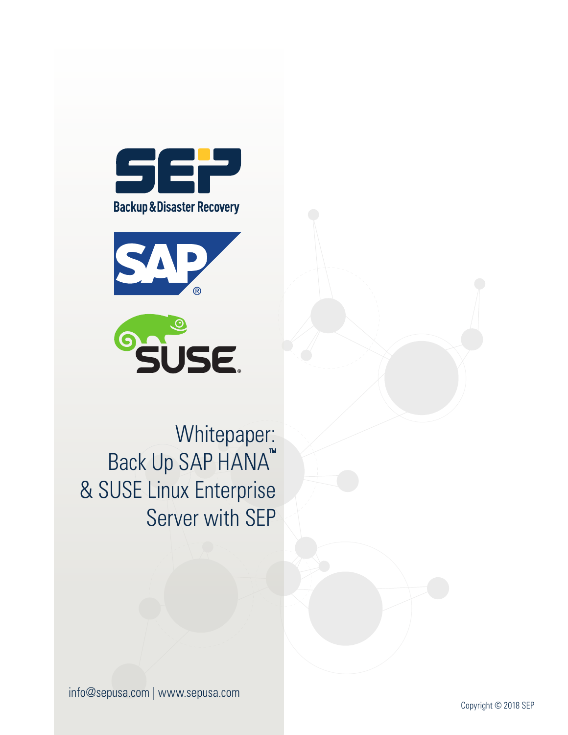Backup & Disaster Recovery

# Whitepaper: Back Up SAP HANA™ & SUSE Linux Enterprise Server with SEP

info@sepusa.com | www.sepusa.com

Copyright © 2018 SEP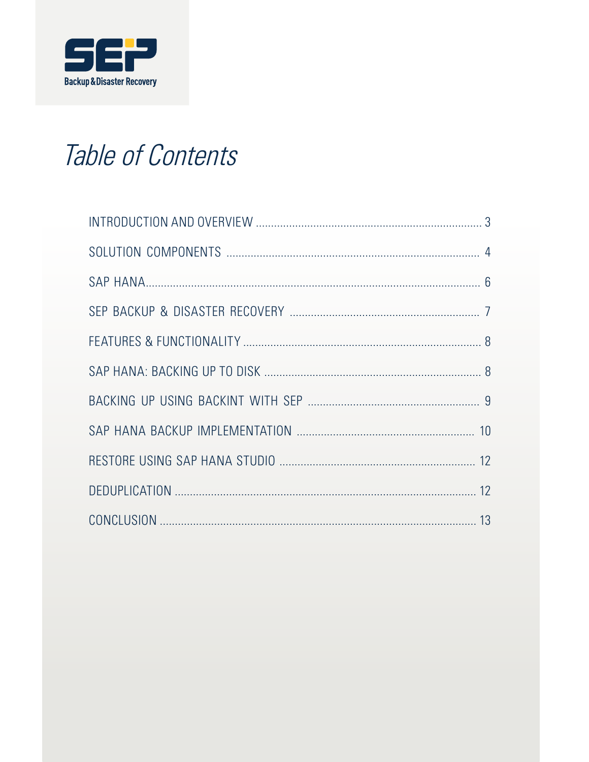# *Table of Contents*

| | |
|---|---|
| INTRODUCTION AND OVERVIEW | 3 |
| SOLUTION COMPONENTS | 4 |
| SAP HANA | 6 |
| SEP BACKUP & DISASTER RECOVERY | 7 |
| FEATURES & FUNCTIONALITY | 8 |
| SAP HANA: BACKING UP TO DISK | 8 |
| BACKING UP USING BACKINT WITH SEP | 9 |
| SAP HANA BACKUP IMPLEMENTATION | 10 |
| RESTORE USING SAP HANA STUDIO | 12 |
| DEDUPLICATION | 12 |
| CONCLUSION | 13 |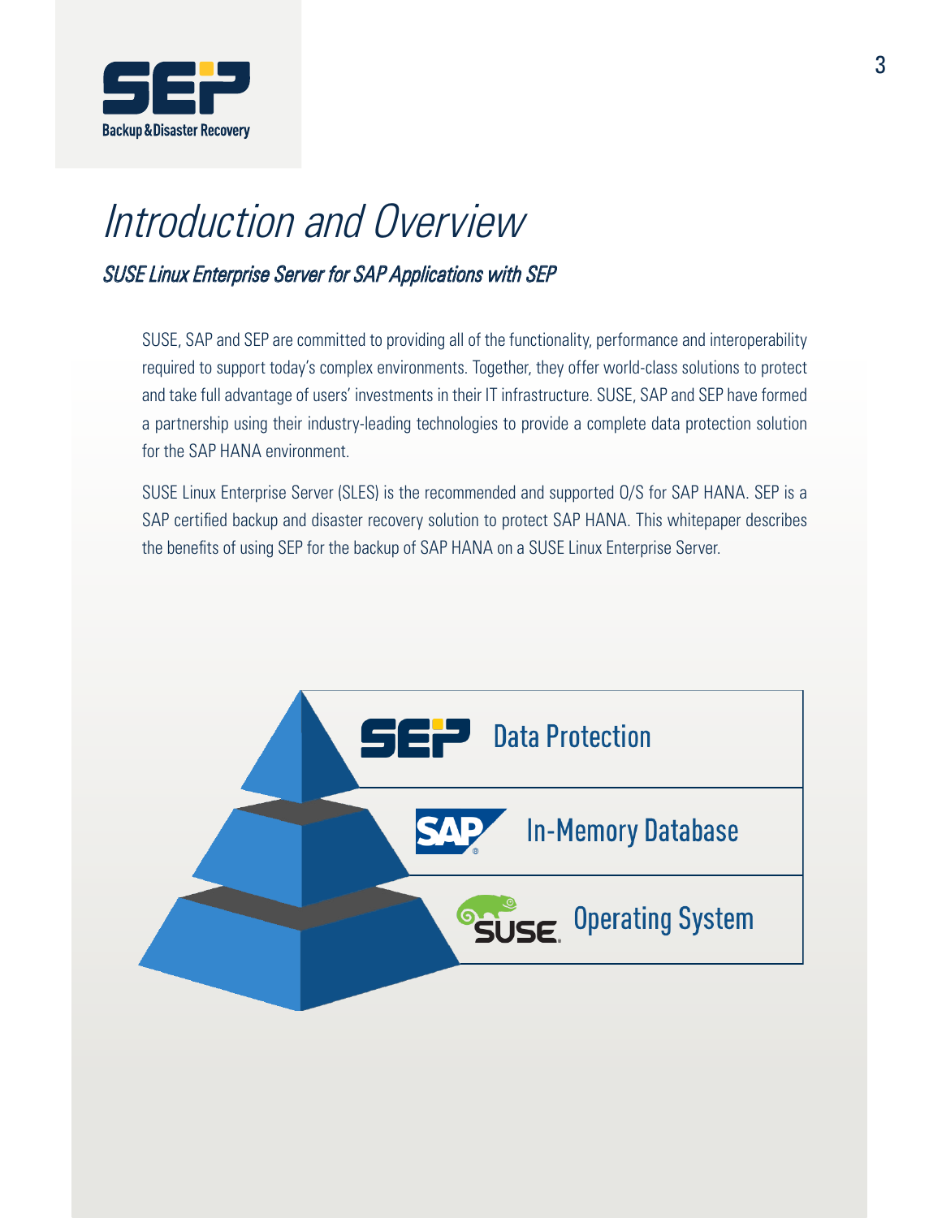# Introduction and Overview

## *SUSE Linux Enterprise Server for SAP Applications with SEP*

SUSE, SAP and SEP are committed to providing all of the functionality, performance and interoperability required to support today's complex environments. Together, they offer world-class solutions to protect and take full advantage of users' investments in their IT infrastructure. SUSE, SAP and SEP have formed a partnership using their industry-leading technologies to provide a complete data protection solution for the SAP HANA environment.

SUSE Linux Enterprise Server (SLES) is the recommended and supported O/S for SAP HANA. SEP is a SAP certified backup and disaster recovery solution to protect SAP HANA. This whitepaper describes the benefits of using SEP for the backup of SAP HANA on a SUSE Linux Enterprise Server.

SEP — Data Protection

SAP — In-Memory Database

SUSE — Operating System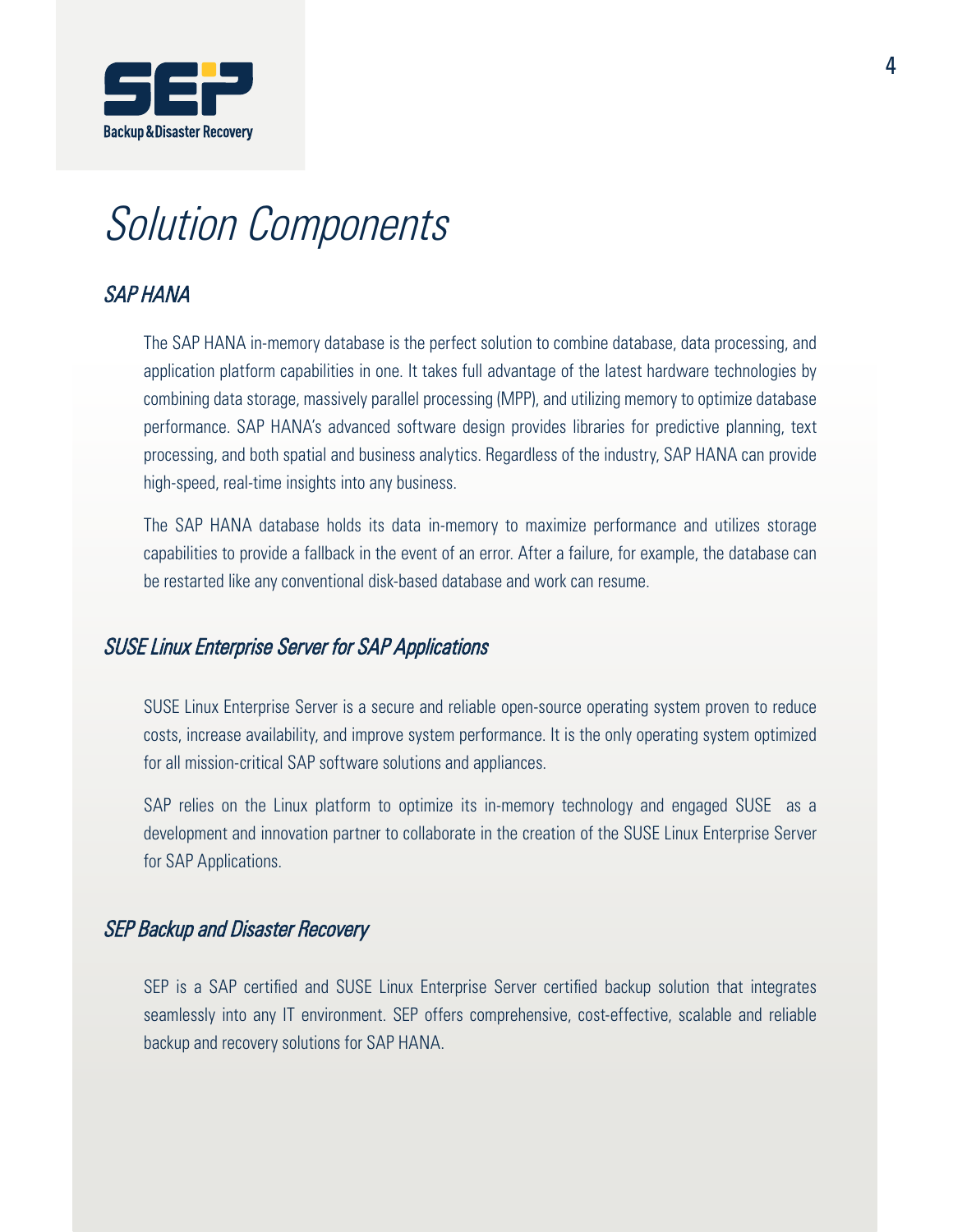# *Solution Components*

## *SAP HANA*

The SAP HANA in-memory database is the perfect solution to combine database, data processing, and application platform capabilities in one. It takes full advantage of the latest hardware technologies by combining data storage, massively parallel processing (MPP), and utilizing memory to optimize database performance. SAP HANA's advanced software design provides libraries for predictive planning, text processing, and both spatial and business analytics. Regardless of the industry, SAP HANA can provide high-speed, real-time insights into any business.

The SAP HANA database holds its data in-memory to maximize performance and utilizes storage capabilities to provide a fallback in the event of an error. After a failure, for example, the database can be restarted like any conventional disk-based database and work can resume.

## *SUSE Linux Enterprise Server for SAP Applications*

SUSE Linux Enterprise Server is a secure and reliable open-source operating system proven to reduce costs, increase availability, and improve system performance. It is the only operating system optimized for all mission-critical SAP software solutions and appliances.

SAP relies on the Linux platform to optimize its in-memory technology and engaged SUSE as a development and innovation partner to collaborate in the creation of the SUSE Linux Enterprise Server for SAP Applications.

## *SEP Backup and Disaster Recovery*

SEP is a SAP certified and SUSE Linux Enterprise Server certified backup solution that integrates seamlessly into any IT environment. SEP offers comprehensive, cost-effective, scalable and reliable backup and recovery solutions for SAP HANA.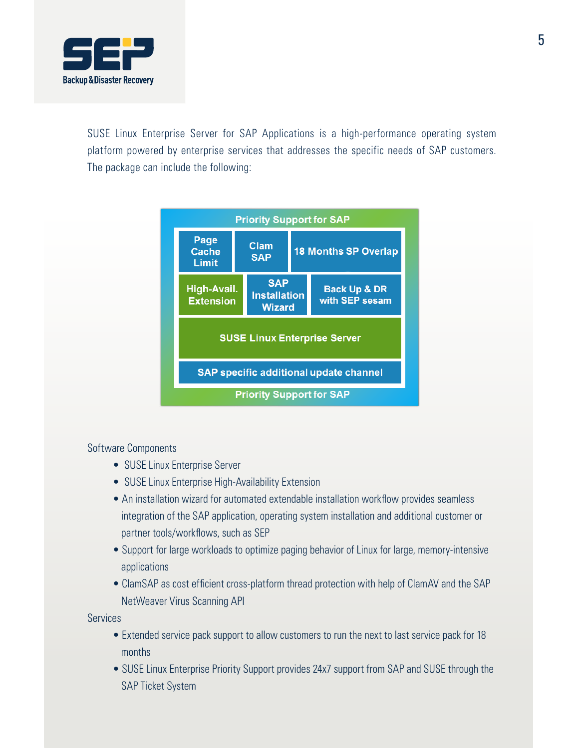SUSE Linux Enterprise Server for SAP Applications is a high-performance operating system platform powered by enterprise services that addresses the specific needs of SAP customers. The package can include the following:

| Priority Support for SAP | | |
|---|---|---|
| Page Cache Limit | Clam SAP | 18 Months SP Overlap |
| High-Avail. Extension | SAP Installation Wizard | Back Up & DR with SEP sesam |
| SUSE Linux Enterprise Server | | |
| SAP specific additional update channel | | |
| Priority Support for SAP | | |

Software Components

- SUSE Linux Enterprise Server
- SUSE Linux Enterprise High-Availability Extension
- An installation wizard for automated extendable installation workflow provides seamless integration of the SAP application, operating system installation and additional customer or partner tools/workflows, such as SEP
- Support for large workloads to optimize paging behavior of Linux for large, memory-intensive applications
- ClamSAP as cost efficient cross-platform thread protection with help of ClamAV and the SAP NetWeaver Virus Scanning API

Services

- Extended service pack support to allow customers to run the next to last service pack for 18 months
- SUSE Linux Enterprise Priority Support provides 24x7 support from SAP and SUSE through the SAP Ticket System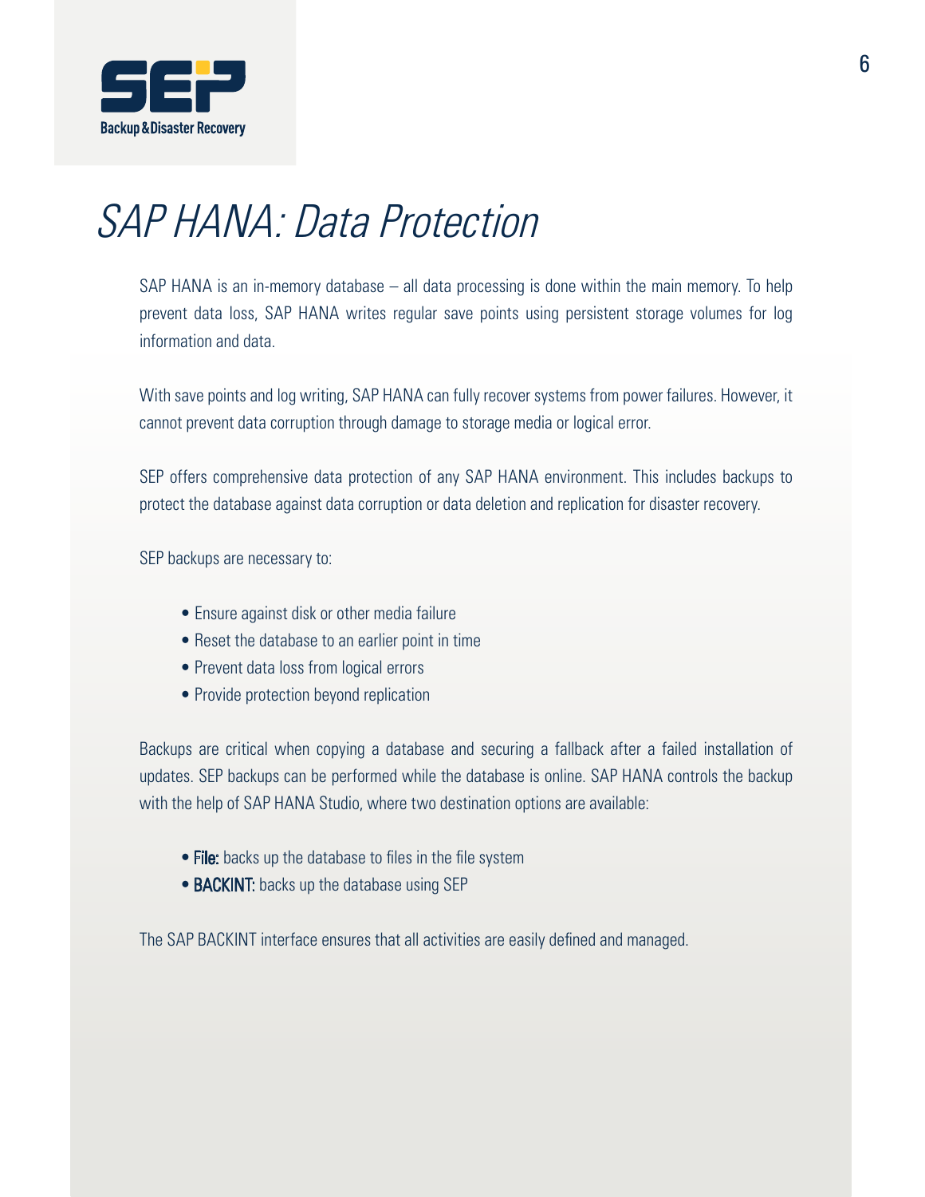# SAP HANA: Data Protection

SAP HANA is an in-memory database – all data processing is done within the main memory. To help prevent data loss, SAP HANA writes regular save points using persistent storage volumes for log information and data.

With save points and log writing, SAP HANA can fully recover systems from power failures. However, it cannot prevent data corruption through damage to storage media or logical error.

SEP offers comprehensive data protection of any SAP HANA environment. This includes backups to protect the database against data corruption or data deletion and replication for disaster recovery.

SEP backups are necessary to:

- Ensure against disk or other media failure
- Reset the database to an earlier point in time
- Prevent data loss from logical errors
- Provide protection beyond replication

Backups are critical when copying a database and securing a fallback after a failed installation of updates. SEP backups can be performed while the database is online. SAP HANA controls the backup with the help of SAP HANA Studio, where two destination options are available:

- **File:** backs up the database to files in the file system
- **BACKINT:** backs up the database using SEP

The SAP BACKINT interface ensures that all activities are easily defined and managed.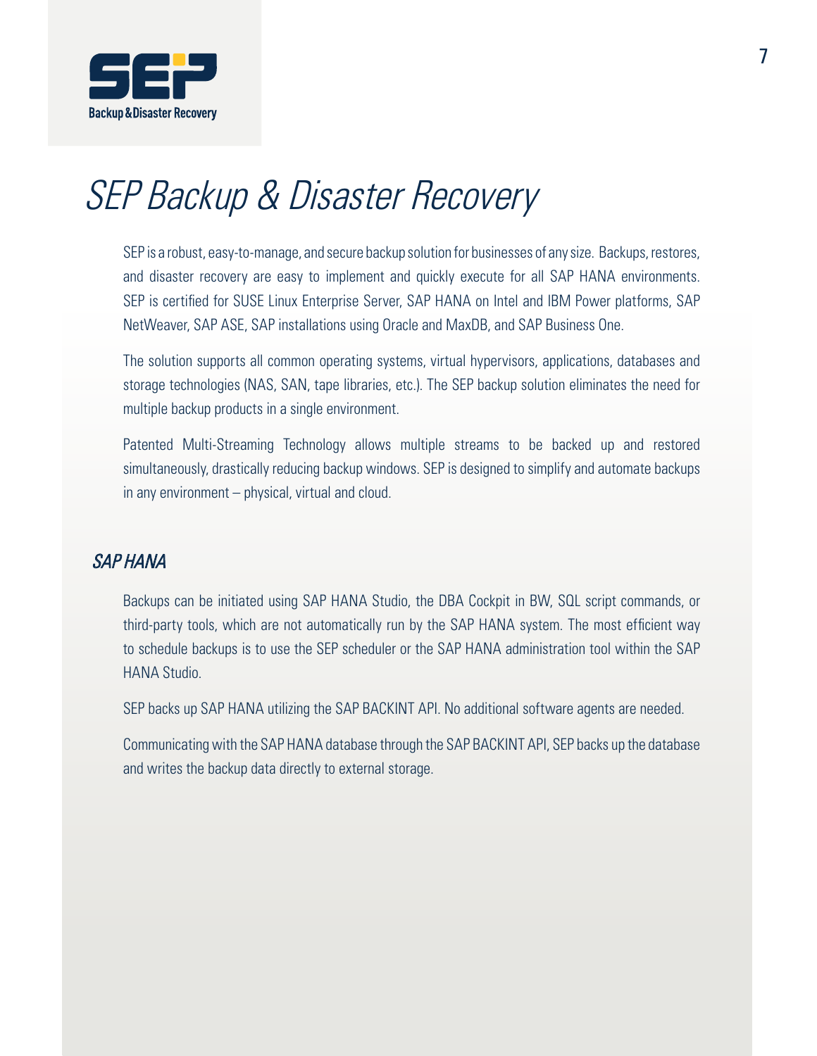# SEP Backup & Disaster Recovery

SEP is a robust, easy-to-manage, and secure backup solution for businesses of any size. Backups, restores, and disaster recovery are easy to implement and quickly execute for all SAP HANA environments. SEP is certified for SUSE Linux Enterprise Server, SAP HANA on Intel and IBM Power platforms, SAP NetWeaver, SAP ASE, SAP installations using Oracle and MaxDB, and SAP Business One.

The solution supports all common operating systems, virtual hypervisors, applications, databases and storage technologies (NAS, SAN, tape libraries, etc.). The SEP backup solution eliminates the need for multiple backup products in a single environment.

Patented Multi-Streaming Technology allows multiple streams to be backed up and restored simultaneously, drastically reducing backup windows. SEP is designed to simplify and automate backups in any environment – physical, virtual and cloud.

## *SAP HANA*

Backups can be initiated using SAP HANA Studio, the DBA Cockpit in BW, SQL script commands, or third-party tools, which are not automatically run by the SAP HANA system. The most efficient way to schedule backups is to use the SEP scheduler or the SAP HANA administration tool within the SAP HANA Studio.

SEP backs up SAP HANA utilizing the SAP BACKINT API. No additional software agents are needed.

Communicating with the SAP HANA database through the SAP BACKINT API, SEP backs up the database and writes the backup data directly to external storage.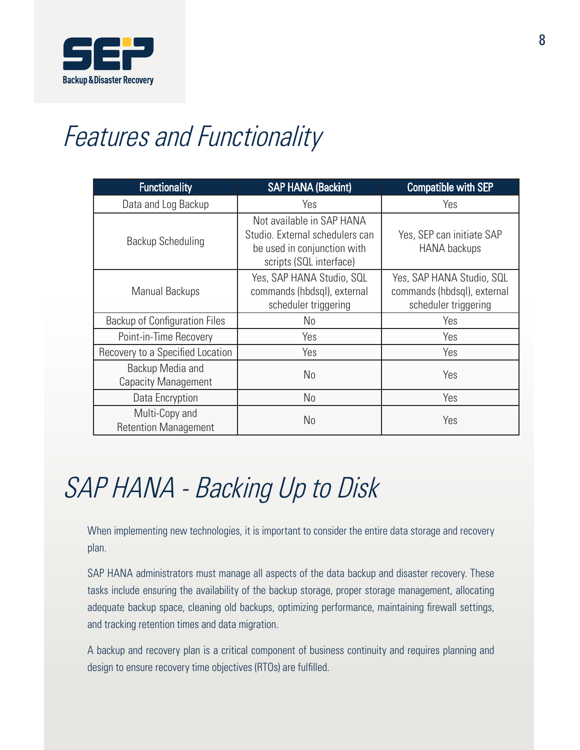# Features and Functionality

| Functionality | SAP HANA (Backint) | Compatible with SEP |
| --- | --- | --- |
| Data and Log Backup | Yes | Yes |
| Backup Scheduling | Not available in SAP HANA Studio. External schedulers can be used in conjunction with scripts (SQL interface) | Yes, SEP can initiate SAP HANA backups |
| Manual Backups | Yes, SAP HANA Studio, SQL commands (hbdsql), external scheduler triggering | Yes, SAP HANA Studio, SQL commands (hbdsql), external scheduler triggering |
| Backup of Configuration Files | No | Yes |
| Point-in-Time Recovery | Yes | Yes |
| Recovery to a Specified Location | Yes | Yes |
| Backup Media and Capacity Management | No | Yes |
| Data Encryption | No | Yes |
| Multi-Copy and Retention Management | No | Yes |

# SAP HANA - Backing Up to Disk

When implementing new technologies, it is important to consider the entire data storage and recovery plan.

SAP HANA administrators must manage all aspects of the data backup and disaster recovery. These tasks include ensuring the availability of the backup storage, proper storage management, allocating adequate backup space, cleaning old backups, optimizing performance, maintaining firewall settings, and tracking retention times and data migration.

A backup and recovery plan is a critical component of business continuity and requires planning and design to ensure recovery time objectives (RTOs) are fulfilled.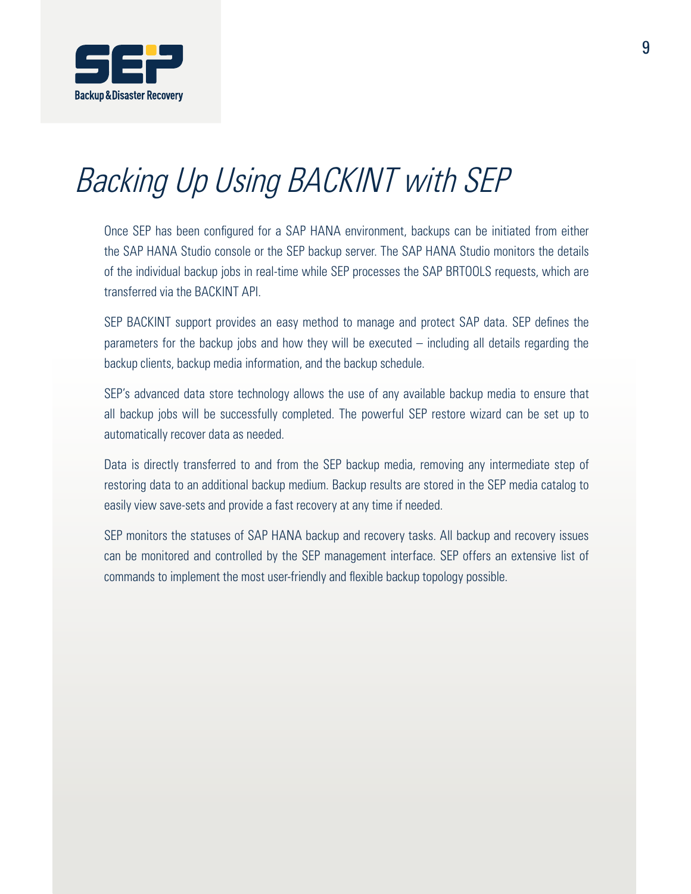# Backing Up Using BACKINT with SEP

Once SEP has been configured for a SAP HANA environment, backups can be initiated from either the SAP HANA Studio console or the SEP backup server. The SAP HANA Studio monitors the details of the individual backup jobs in real-time while SEP processes the SAP BRTOOLS requests, which are transferred via the BACKINT API.

SEP BACKINT support provides an easy method to manage and protect SAP data. SEP defines the parameters for the backup jobs and how they will be executed – including all details regarding the backup clients, backup media information, and the backup schedule.

SEP's advanced data store technology allows the use of any available backup media to ensure that all backup jobs will be successfully completed. The powerful SEP restore wizard can be set up to automatically recover data as needed.

Data is directly transferred to and from the SEP backup media, removing any intermediate step of restoring data to an additional backup medium. Backup results are stored in the SEP media catalog to easily view save-sets and provide a fast recovery at any time if needed.

SEP monitors the statuses of SAP HANA backup and recovery tasks. All backup and recovery issues can be monitored and controlled by the SEP management interface. SEP offers an extensive list of commands to implement the most user-friendly and flexible backup topology possible.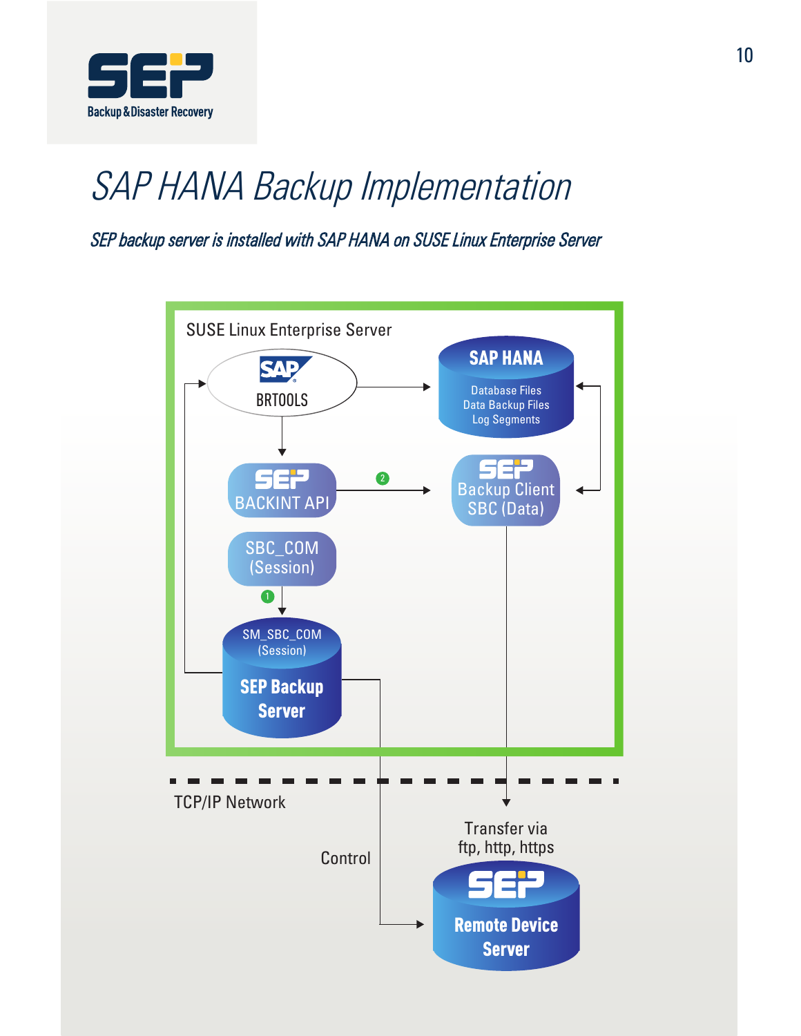# SAP HANA Backup Implementation

***SEP backup server is installed with SAP HANA on SUSE Linux Enterprise Server***

SUSE Linux Enterprise Server

SAP BRTOOLS

SAP HANA

Database Files
Data Backup Files
Log Segments

SEP BACKINT API

SEP Backup Client SBC (Data)

SBC_COM (Session)

SM_SBC_COM (Session)

SEP Backup Server

TCP/IP Network

Control

Transfer via ftp, http, https

SEP Remote Device Server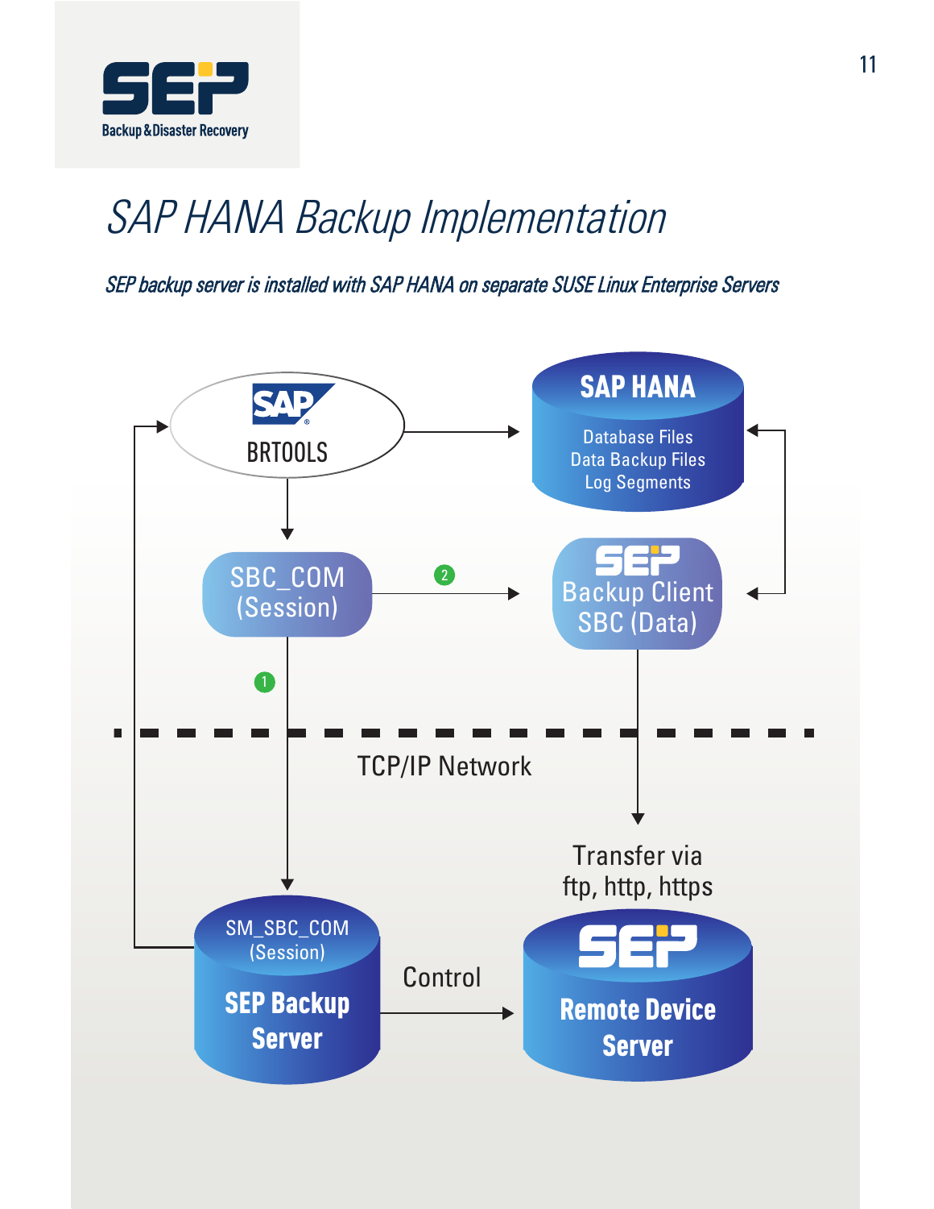# SAP HANA Backup Implementation

*SEP backup server is installed with SAP HANA on separate SUSE Linux Enterprise Servers*

SAP BRTOOLS

SAP HANA

Database Files
Data Backup Files
Log Segments

SBC_COM (Session)

2

SEP Backup Client SBC (Data)

1

TCP/IP Network

Transfer via ftp, http, https

SM_SBC_COM (Session)

SEP Backup Server

Control

SEP Remote Device Server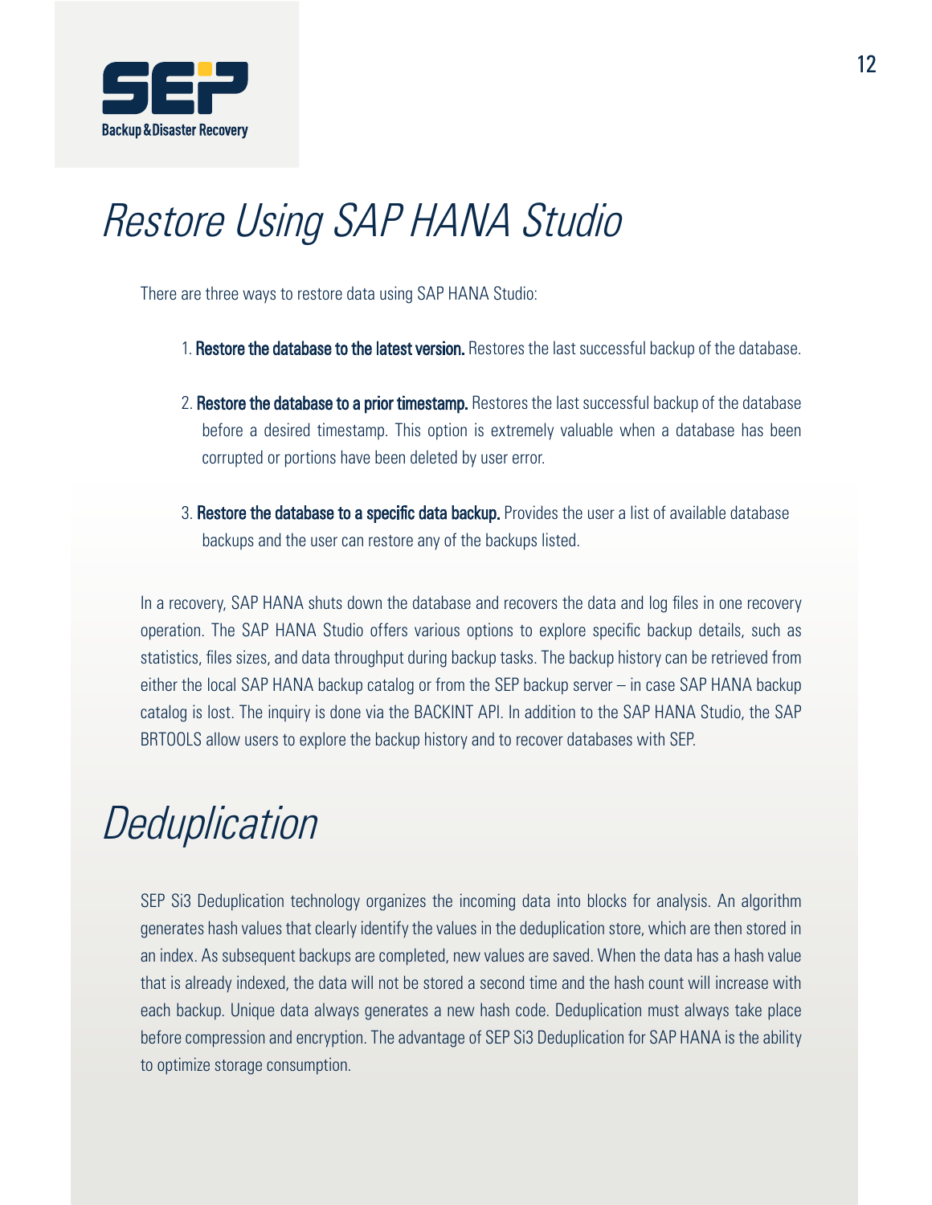# Restore Using SAP HANA Studio

There are three ways to restore data using SAP HANA Studio:

1. **Restore the database to the latest version.** Restores the last successful backup of the database.

2. **Restore the database to a prior timestamp.** Restores the last successful backup of the database before a desired timestamp. This option is extremely valuable when a database has been corrupted or portions have been deleted by user error.

3. **Restore the database to a specific data backup.** Provides the user a list of available database backups and the user can restore any of the backups listed.

In a recovery, SAP HANA shuts down the database and recovers the data and log files in one recovery operation. The SAP HANA Studio offers various options to explore specific backup details, such as statistics, files sizes, and data throughput during backup tasks. The backup history can be retrieved from either the local SAP HANA backup catalog or from the SEP backup server – in case SAP HANA backup catalog is lost. The inquiry is done via the BACKINT API. In addition to the SAP HANA Studio, the SAP BRTOOLS allow users to explore the backup history and to recover databases with SEP.

# Deduplication

SEP Si3 Deduplication technology organizes the incoming data into blocks for analysis. An algorithm generates hash values that clearly identify the values in the deduplication store, which are then stored in an index. As subsequent backups are completed, new values are saved. When the data has a hash value that is already indexed, the data will not be stored a second time and the hash count will increase with each backup. Unique data always generates a new hash code. Deduplication must always take place before compression and encryption. The advantage of SEP Si3 Deduplication for SAP HANA is the ability to optimize storage consumption.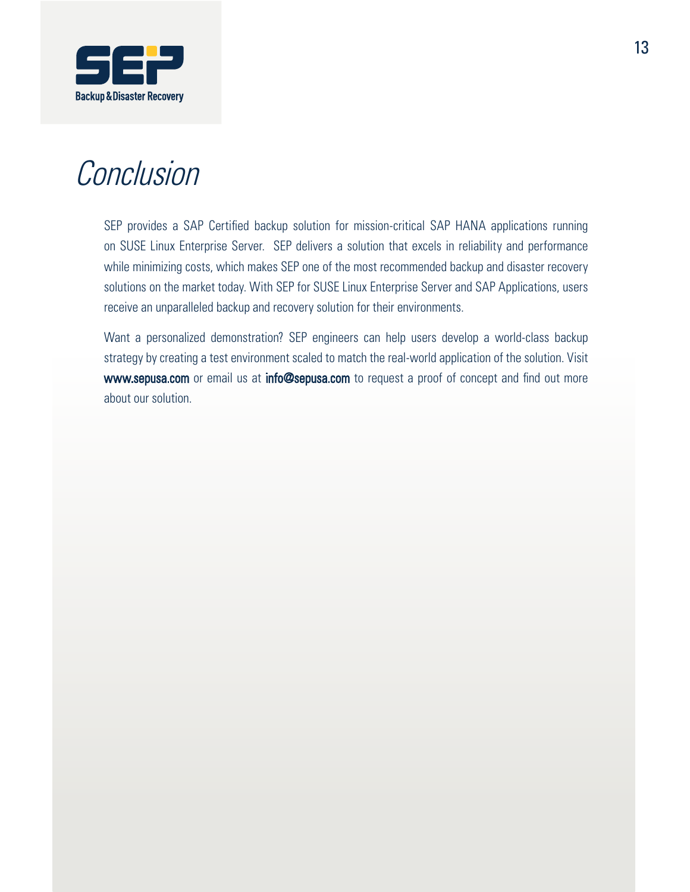# Conclusion

SEP provides a SAP Certified backup solution for mission-critical SAP HANA applications running on SUSE Linux Enterprise Server. SEP delivers a solution that excels in reliability and performance while minimizing costs, which makes SEP one of the most recommended backup and disaster recovery solutions on the market today. With SEP for SUSE Linux Enterprise Server and SAP Applications, users receive an unparalleled backup and recovery solution for their environments.

Want a personalized demonstration? SEP engineers can help users develop a world-class backup strategy by creating a test environment scaled to match the real-world application of the solution. Visit **www.sepusa.com** or email us at **info@sepusa.com** to request a proof of concept and find out more about our solution.